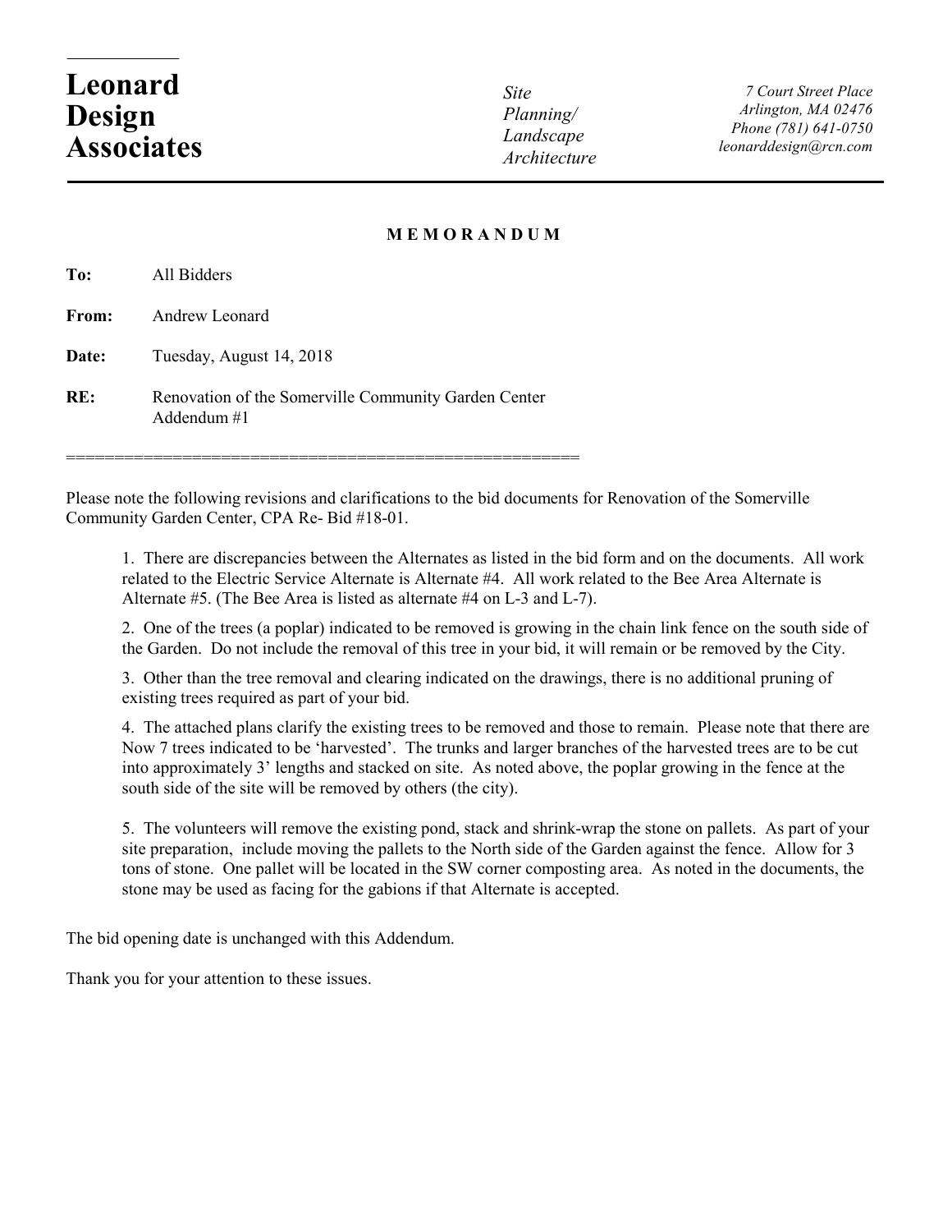# Leonard Design Associates

*Site Planning/ Landscape Architecture*

*7 Court Street Place*
*Arlington, MA 02476*
*Phone (781) 641-0750*
*leonarddesign@rcn.com*

---

**M E M O R A N D U M**

**To:** All Bidders

**From:** Andrew Leonard

**Date:** Tuesday, August 14, 2018

**RE:** Renovation of the Somerville Community Garden Center
Addendum #1

=======================================================

Please note the following revisions and clarifications to the bid documents for Renovation of the Somerville Community Garden Center, CPA Re- Bid #18-01.

1. There are discrepancies between the Alternates as listed in the bid form and on the documents. All work related to the Electric Service Alternate is Alternate #4. All work related to the Bee Area Alternate is Alternate #5. (The Bee Area is listed as alternate #4 on L-3 and L-7).

2. One of the trees (a poplar) indicated to be removed is growing in the chain link fence on the south side of the Garden. Do not include the removal of this tree in your bid, it will remain or be removed by the City.

3. Other than the tree removal and clearing indicated on the drawings, there is no additional pruning of existing trees required as part of your bid.

4. The attached plans clarify the existing trees to be removed and those to remain. Please note that there are Now 7 trees indicated to be 'harvested'. The trunks and larger branches of the harvested trees are to be cut into approximately 3' lengths and stacked on site. As noted above, the poplar growing in the fence at the south side of the site will be removed by others (the city).

5. The volunteers will remove the existing pond, stack and shrink-wrap the stone on pallets. As part of your site preparation, include moving the pallets to the North side of the Garden against the fence. Allow for 3 tons of stone. One pallet will be located in the SW corner composting area. As noted in the documents, the stone may be used as facing for the gabions if that Alternate is accepted.

The bid opening date is unchanged with this Addendum.

Thank you for your attention to these issues.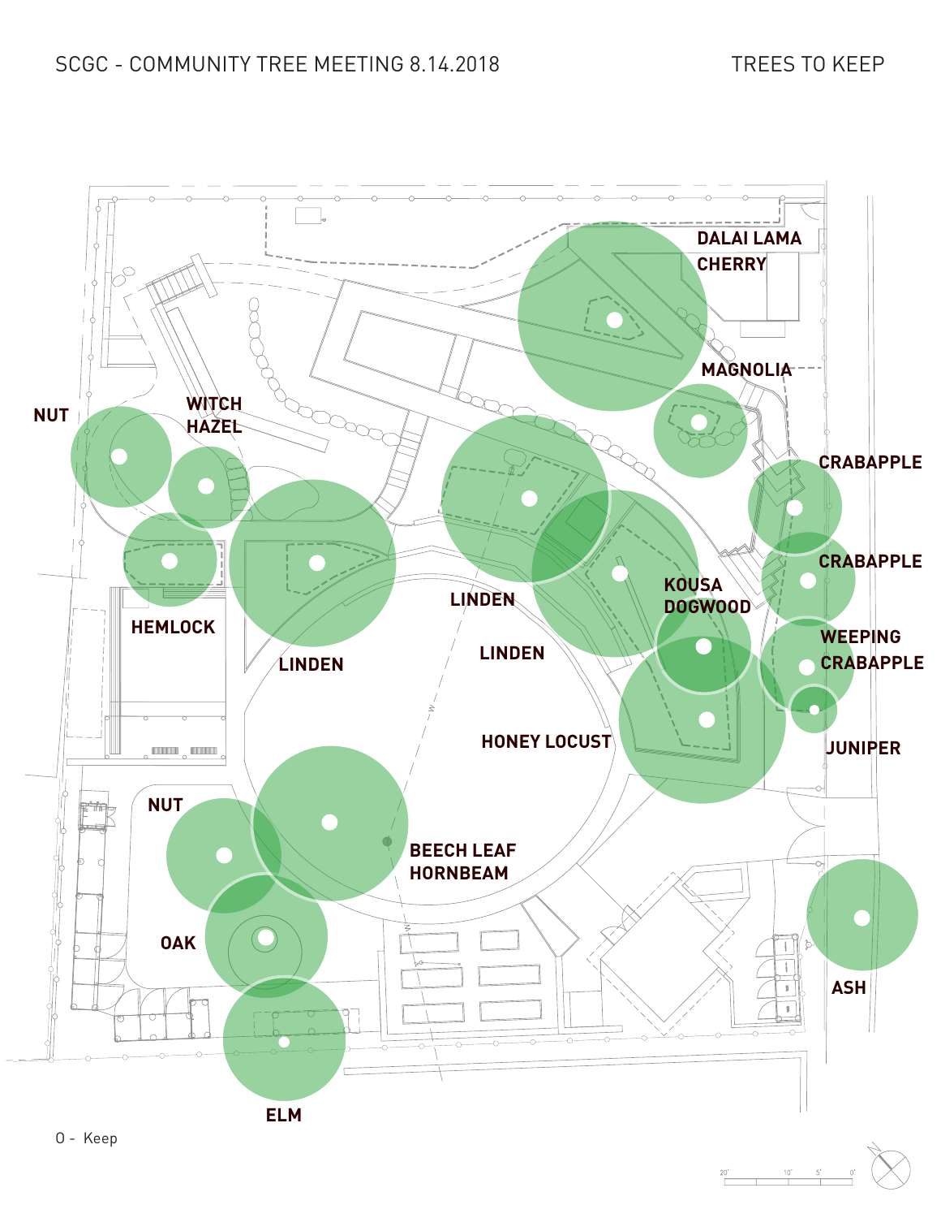SCGC - COMMUNITY TREE MEETING 8.14.2018

TREES TO KEEP

DALAI LAMA CHERRY

MAGNOLIA

NUT

WITCH HAZEL

CRABAPPLE

CRABAPPLE

KOUSA DOGWOOD

LINDEN

LINDEN

HEMLOCK

LINDEN

WEEPING CRABAPPLE

JUNIPER

HONEY LOCUST

NUT

BEECH LEAF HORNBEAM

OAK

ASH

ELM

O - Keep

20' 10' 5' 0'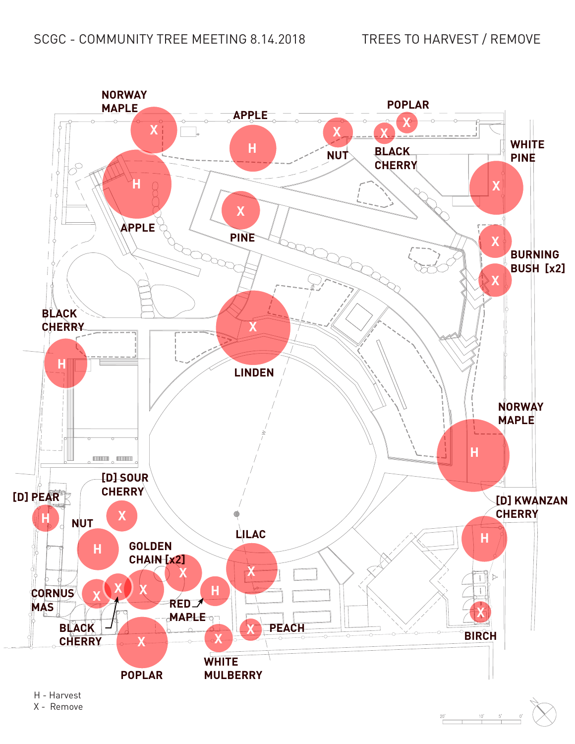SCGC - COMMUNITY TREE MEETING 8.14.2018

TREES TO HARVEST / REMOVE

NORWAY MAPLE
X

APPLE
H

POPLAR
X

NUT
X

BLACK CHERRY
X

WHITE PINE
X

APPLE
H

PINE
X

BURNING BUSH [x2]
X
X

BLACK CHERRY
H

LINDEN
X

NORWAY MAPLE
H

[D] SOUR CHERRY
X

[D] PEAR
H

NUT
H

[D] KWANZAN CHERRY
H

LILAC
X

GOLDEN CHAIN [x2]
X
X

CORNUS MAS
X

BLACK CHERRY
X

RED MAPLE
H

POPLAR
X

WHITE MULBERRY
X

PEACH
X

BIRCH
X

H - Harvest
X - Remove

20' 10' 5' 0'